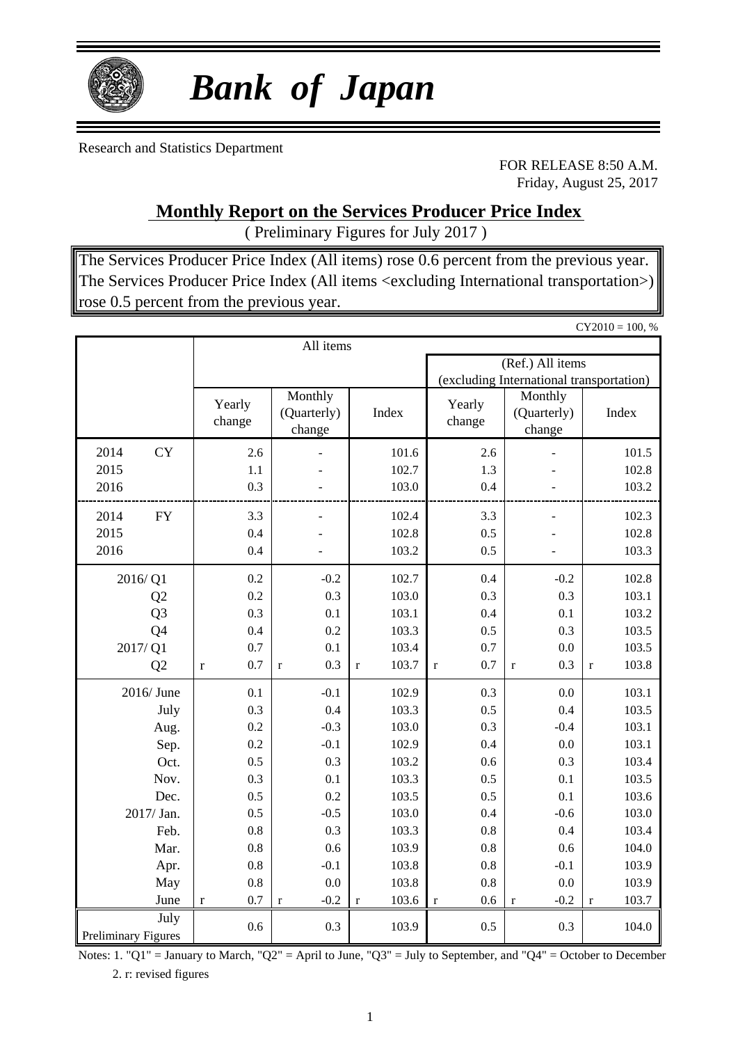# *Bank of Japan*

Research and Statistics Department

FOR RELEASE 8:50 A.M.
Friday, August 25, 2017

## Monthly Report on the Services Producer Price Index

( Preliminary Figures for July 2017 )

The Services Producer Price Index (All items) rose 0.6 percent from the previous year.
The Services Producer Price Index (All items <excluding International transportation>) rose 0.5 percent from the previous year.

CY2010 = 100, %

| | All items | | | (Ref.) All items (excluding International transportation) | | |
|---|---|---|---|---|---|---|
| | Yearly change | Monthly (Quarterly) change | Index | Yearly change | Monthly (Quarterly) change | Index |
| 2014 CY | 2.6 | - | 101.6 | 2.6 | - | 101.5 |
| 2015 | 1.1 | - | 102.7 | 1.3 | - | 102.8 |
| 2016 | 0.3 | - | 103.0 | 0.4 | - | 103.2 |
| 2014 FY | 3.3 | - | 102.4 | 3.3 | - | 102.3 |
| 2015 | 0.4 | - | 102.8 | 0.5 | - | 102.8 |
| 2016 | 0.4 | - | 103.2 | 0.5 | - | 103.3 |
| 2016/ Q1 | 0.2 | -0.2 | 102.7 | 0.4 | -0.2 | 102.8 |
| Q2 | 0.2 | 0.3 | 103.0 | 0.3 | 0.3 | 103.1 |
| Q3 | 0.3 | 0.1 | 103.1 | 0.4 | 0.1 | 103.2 |
| Q4 | 0.4 | 0.2 | 103.3 | 0.5 | 0.3 | 103.5 |
| 2017/ Q1 | 0.7 | 0.1 | 103.4 | 0.7 | 0.0 | 103.5 |
| Q2 | r 0.7 | r 0.3 | r 103.7 | r 0.7 | r 0.3 | r 103.8 |
| 2016/ June | 0.1 | -0.1 | 102.9 | 0.3 | 0.0 | 103.1 |
| July | 0.3 | 0.4 | 103.3 | 0.5 | 0.4 | 103.5 |
| Aug. | 0.2 | -0.3 | 103.0 | 0.3 | -0.4 | 103.1 |
| Sep. | 0.2 | -0.1 | 102.9 | 0.4 | 0.0 | 103.1 |
| Oct. | 0.5 | 0.3 | 103.2 | 0.6 | 0.3 | 103.4 |
| Nov. | 0.3 | 0.1 | 103.3 | 0.5 | 0.1 | 103.5 |
| Dec. | 0.5 | 0.2 | 103.5 | 0.5 | 0.1 | 103.6 |
| 2017/ Jan. | 0.5 | -0.5 | 103.0 | 0.4 | -0.6 | 103.0 |
| Feb. | 0.8 | 0.3 | 103.3 | 0.8 | 0.4 | 103.4 |
| Mar. | 0.8 | 0.6 | 103.9 | 0.8 | 0.6 | 104.0 |
| Apr. | 0.8 | -0.1 | 103.8 | 0.8 | -0.1 | 103.9 |
| May | 0.8 | 0.0 | 103.8 | 0.8 | 0.0 | 103.9 |
| June | r 0.7 | r -0.2 | r 103.6 | r 0.6 | r -0.2 | r 103.7 |
| July Preliminary Figures | 0.6 | 0.3 | 103.9 | 0.5 | 0.3 | 104.0 |

Notes: 1. "Q1" = January to March, "Q2" = April to June, "Q3" = July to September, and "Q4" = October to December
2. r: revised figures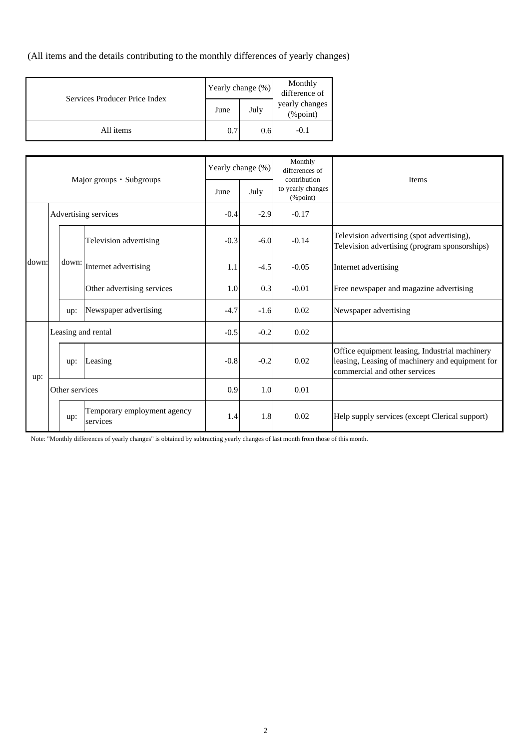(All items and the details contributing to the monthly differences of yearly changes)

| Services Producer Price Index | Yearly change (%) | | Monthly difference of yearly changes (%point) |
|---|---|---|---|
| | June | July | |
| All items | 0.7 | 0.6 | -0.1 |

| | | Major groups・Subgroups | Yearly change (%) | | Monthly differences of contribution to yearly changes (%point) | Items |
|---|---|---|---|---|---|---|
| | | | June | July | | |
| down: | Advertising services | | -0.4 | -2.9 | -0.17 | |
| | down: | Television advertising | -0.3 | -6.0 | -0.14 | Television advertising (spot advertising), Television advertising (program sponsorships) |
| | | Internet advertising | 1.1 | -4.5 | -0.05 | Internet advertising |
| | | Other advertising services | 1.0 | 0.3 | -0.01 | Free newspaper and magazine advertising |
| | up: | Newspaper advertising | -4.7 | -1.6 | 0.02 | Newspaper advertising |
| up: | Leasing and rental | | -0.5 | -0.2 | 0.02 | |
| | up: | Leasing | -0.8 | -0.2 | 0.02 | Office equipment leasing, Industrial machinery leasing, Leasing of machinery and equipment for commercial and other services |
| | Other services | | 0.9 | 1.0 | 0.01 | |
| | up: | Temporary employment agency services | 1.4 | 1.8 | 0.02 | Help supply services (except Clerical support) |

Note: "Monthly differences of yearly changes" is obtained by subtracting yearly changes of last month from those of this month.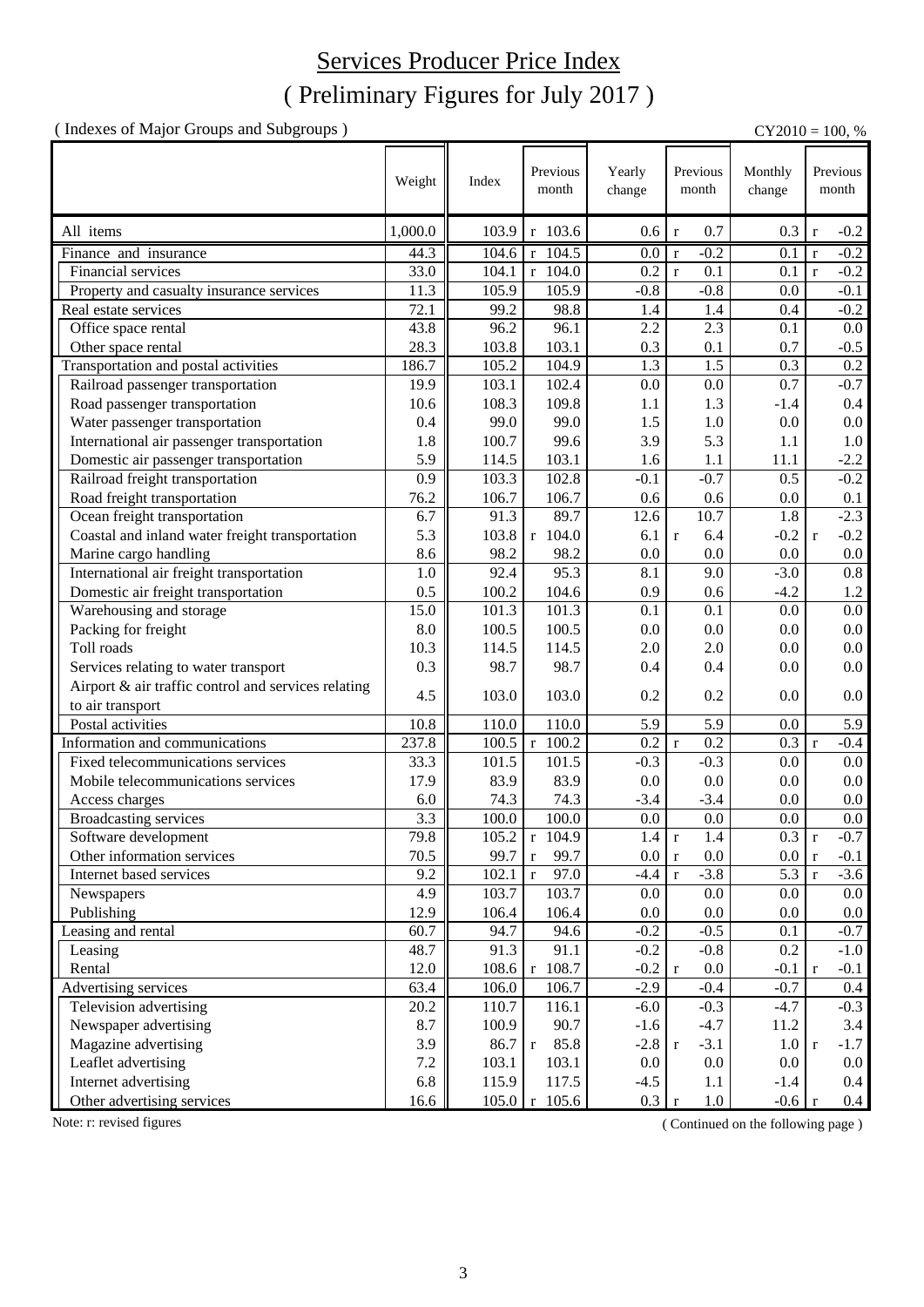# Services Producer Price Index

## ( Preliminary Figures for July 2017 )

( Indexes of Major Groups and Subgroups )

CY2010 = 100, %

| | Weight | Index | Previous month | Yearly change | Previous month | Monthly change | Previous month |
|---|---|---|---|---|---|---|---|
| All items | 1,000.0 | 103.9 | r 103.6 | 0.6 | r 0.7 | 0.3 | r -0.2 |
| Finance and insurance | 44.3 | 104.6 | r 104.5 | 0.0 | r -0.2 | 0.1 | r -0.2 |
| Financial services | 33.0 | 104.1 | r 104.0 | 0.2 | r 0.1 | 0.1 | r -0.2 |
| Property and casualty insurance services | 11.3 | 105.9 | 105.9 | -0.8 | -0.8 | 0.0 | -0.1 |
| Real estate services | 72.1 | 99.2 | 98.8 | 1.4 | 1.4 | 0.4 | -0.2 |
| Office space rental | 43.8 | 96.2 | 96.1 | 2.2 | 2.3 | 0.1 | 0.0 |
| Other space rental | 28.3 | 103.8 | 103.1 | 0.3 | 0.1 | 0.7 | -0.5 |
| Transportation and postal activities | 186.7 | 105.2 | 104.9 | 1.3 | 1.5 | 0.3 | 0.2 |
| Railroad passenger transportation | 19.9 | 103.1 | 102.4 | 0.0 | 0.0 | 0.7 | -0.7 |
| Road passenger transportation | 10.6 | 108.3 | 109.8 | 1.1 | 1.3 | -1.4 | 0.4 |
| Water passenger transportation | 0.4 | 99.0 | 99.0 | 1.5 | 1.0 | 0.0 | 0.0 |
| International air passenger transportation | 1.8 | 100.7 | 99.6 | 3.9 | 5.3 | 1.1 | 1.0 |
| Domestic air passenger transportation | 5.9 | 114.5 | 103.1 | 1.6 | 1.1 | 11.1 | -2.2 |
| Railroad freight transportation | 0.9 | 103.3 | 102.8 | -0.1 | -0.7 | 0.5 | -0.2 |
| Road freight transportation | 76.2 | 106.7 | 106.7 | 0.6 | 0.6 | 0.0 | 0.1 |
| Ocean freight transportation | 6.7 | 91.3 | 89.7 | 12.6 | 10.7 | 1.8 | -2.3 |
| Coastal and inland water freight transportation | 5.3 | 103.8 | r 104.0 | 6.1 | r 6.4 | -0.2 | r -0.2 |
| Marine cargo handling | 8.6 | 98.2 | 98.2 | 0.0 | 0.0 | 0.0 | 0.0 |
| International air freight transportation | 1.0 | 92.4 | 95.3 | 8.1 | 9.0 | -3.0 | 0.8 |
| Domestic air freight transportation | 0.5 | 100.2 | 104.6 | 0.9 | 0.6 | -4.2 | 1.2 |
| Warehousing and storage | 15.0 | 101.3 | 101.3 | 0.1 | 0.1 | 0.0 | 0.0 |
| Packing for freight | 8.0 | 100.5 | 100.5 | 0.0 | 0.0 | 0.0 | 0.0 |
| Toll roads | 10.3 | 114.5 | 114.5 | 2.0 | 2.0 | 0.0 | 0.0 |
| Services relating to water transport | 0.3 | 98.7 | 98.7 | 0.4 | 0.4 | 0.0 | 0.0 |
| Airport & air traffic control and services relating to air transport | 4.5 | 103.0 | 103.0 | 0.2 | 0.2 | 0.0 | 0.0 |
| Postal activities | 10.8 | 110.0 | 110.0 | 5.9 | 5.9 | 0.0 | 5.9 |
| Information and communications | 237.8 | 100.5 | r 100.2 | 0.2 | r 0.2 | 0.3 | r -0.4 |
| Fixed telecommunications services | 33.3 | 101.5 | 101.5 | -0.3 | -0.3 | 0.0 | 0.0 |
| Mobile telecommunications services | 17.9 | 83.9 | 83.9 | 0.0 | 0.0 | 0.0 | 0.0 |
| Access charges | 6.0 | 74.3 | 74.3 | -3.4 | -3.4 | 0.0 | 0.0 |
| Broadcasting services | 3.3 | 100.0 | 100.0 | 0.0 | 0.0 | 0.0 | 0.0 |
| Software development | 79.8 | 105.2 | r 104.9 | 1.4 | r 1.4 | 0.3 | r -0.7 |
| Other information services | 70.5 | 99.7 | r 99.7 | 0.0 | r 0.0 | 0.0 | r -0.1 |
| Internet based services | 9.2 | 102.1 | r 97.0 | -4.4 | r -3.8 | 5.3 | r -3.6 |
| Newspapers | 4.9 | 103.7 | 103.7 | 0.0 | 0.0 | 0.0 | 0.0 |
| Publishing | 12.9 | 106.4 | 106.4 | 0.0 | 0.0 | 0.0 | 0.0 |
| Leasing and rental | 60.7 | 94.7 | 94.6 | -0.2 | -0.5 | 0.1 | -0.7 |
| Leasing | 48.7 | 91.3 | 91.1 | -0.2 | -0.8 | 0.2 | -1.0 |
| Rental | 12.0 | 108.6 | r 108.7 | -0.2 | r 0.0 | -0.1 | r -0.1 |
| Advertising services | 63.4 | 106.0 | 106.7 | -2.9 | -0.4 | -0.7 | 0.4 |
| Television advertising | 20.2 | 110.7 | 116.1 | -6.0 | -0.3 | -4.7 | -0.3 |
| Newspaper advertising | 8.7 | 100.9 | 90.7 | -1.6 | -4.7 | 11.2 | 3.4 |
| Magazine advertising | 3.9 | 86.7 | r 85.8 | -2.8 | r -3.1 | 1.0 | r -1.7 |
| Leaflet advertising | 7.2 | 103.1 | 103.1 | 0.0 | 0.0 | 0.0 | 0.0 |
| Internet advertising | 6.8 | 115.9 | 117.5 | -4.5 | 1.1 | -1.4 | 0.4 |
| Other advertising services | 16.6 | 105.0 | r 105.6 | 0.3 | r 1.0 | -0.6 | r 0.4 |

Note: r: revised figures

( Continued on the following page )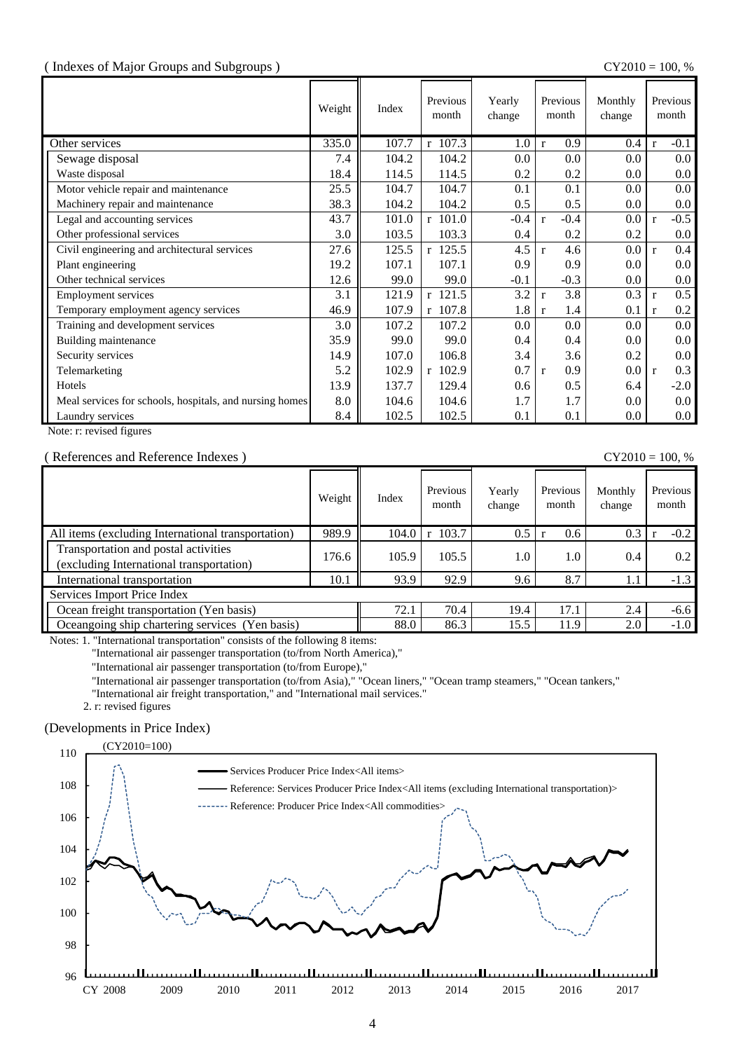( Indexes of Major Groups and Subgroups )

CY2010 = 100, %

| | Weight | Index | Previous month | Yearly change | Previous month | Monthly change | Previous month |
|---|---|---|---|---|---|---|---|
| Other services | 335.0 | 107.7 | r 107.3 | 1.0 | r 0.9 | 0.4 | r -0.1 |
| Sewage disposal | 7.4 | 104.2 | 104.2 | 0.0 | 0.0 | 0.0 | 0.0 |
| Waste disposal | 18.4 | 114.5 | 114.5 | 0.2 | 0.2 | 0.0 | 0.0 |
| Motor vehicle repair and maintenance | 25.5 | 104.7 | 104.7 | 0.1 | 0.1 | 0.0 | 0.0 |
| Machinery repair and maintenance | 38.3 | 104.2 | 104.2 | 0.5 | 0.5 | 0.0 | 0.0 |
| Legal and accounting services | 43.7 | 101.0 | r 101.0 | -0.4 | r -0.4 | 0.0 | r -0.5 |
| Other professional services | 3.0 | 103.5 | 103.3 | 0.4 | 0.2 | 0.2 | 0.0 |
| Civil engineering and architectural services | 27.6 | 125.5 | r 125.5 | 4.5 | r 4.6 | 0.0 | r 0.4 |
| Plant engineering | 19.2 | 107.1 | 107.1 | 0.9 | 0.9 | 0.0 | 0.0 |
| Other technical services | 12.6 | 99.0 | 99.0 | -0.1 | -0.3 | 0.0 | 0.0 |
| Employment services | 3.1 | 121.9 | r 121.5 | 3.2 | r 3.8 | 0.3 | r 0.5 |
| Temporary employment agency services | 46.9 | 107.9 | r 107.8 | 1.8 | r 1.4 | 0.1 | r 0.2 |
| Training and development services | 3.0 | 107.2 | 107.2 | 0.0 | 0.0 | 0.0 | 0.0 |
| Building maintenance | 35.9 | 99.0 | 99.0 | 0.4 | 0.4 | 0.0 | 0.0 |
| Security services | 14.9 | 107.0 | 106.8 | 3.4 | 3.6 | 0.2 | 0.0 |
| Telemarketing | 5.2 | 102.9 | r 102.9 | 0.7 | r 0.9 | 0.0 | r 0.3 |
| Hotels | 13.9 | 137.7 | 129.4 | 0.6 | 0.5 | 6.4 | -2.0 |
| Meal services for schools, hospitals, and nursing homes | 8.0 | 104.6 | 104.6 | 1.7 | 1.7 | 0.0 | 0.0 |
| Laundry services | 8.4 | 102.5 | 102.5 | 0.1 | 0.1 | 0.0 | 0.0 |

Note: r: revised figures

( References and Reference Indexes )

CY2010 = 100, %

| | Weight | Index | Previous month | Yearly change | Previous month | Monthly change | Previous month |
|---|---|---|---|---|---|---|---|
| All items (excluding International transportation) | 989.9 | 104.0 | r 103.7 | 0.5 | r 0.6 | 0.3 | r -0.2 |
| Transportation and postal activities (excluding International transportation) | 176.6 | 105.9 | 105.5 | 1.0 | 1.0 | 0.4 | 0.2 |
| International transportation | 10.1 | 93.9 | 92.9 | 9.6 | 8.7 | 1.1 | -1.3 |
| Services Import Price Index | | | | | | | |
| Ocean freight transportation (Yen basis) | | 72.1 | 70.4 | 19.4 | 17.1 | 2.4 | -6.6 |
| Oceangoing ship chartering services (Yen basis) | | 88.0 | 86.3 | 15.5 | 11.9 | 2.0 | -1.0 |

Notes: 1. "International transportation" consists of the following 8 items:
"International air passenger transportation (to/from North America),"
"International air passenger transportation (to/from Europe),"
"International air passenger transportation (to/from Asia)," "Ocean liners," "Ocean tramp steamers," "Ocean tankers,"
"International air freight transportation," and "International mail services."
2. r: revised figures

(Developments in Price Index)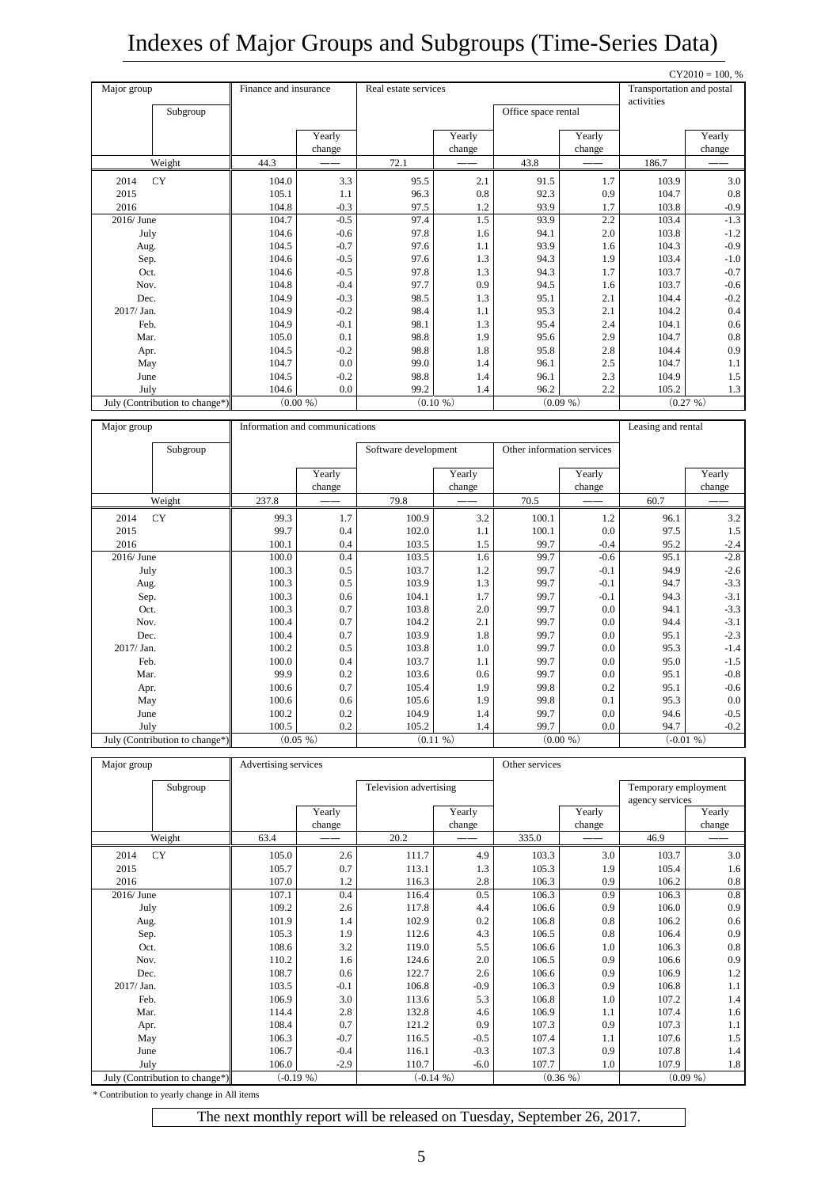# Indexes of Major Groups and Subgroups (Time-Series Data)

CY2010 = 100, %

| Major group | Finance and insurance | | Real estate services | | | | Transportation and postal activities | |
|---|---|---|---|---|---|---|---|---|
| Subgroup | | | | | Office space rental | | | |
| | | Yearly change | | Yearly change | | Yearly change | | Yearly change |
| Weight | 44.3 | —— | 72.1 | —— | 43.8 | —— | 186.7 | —— |
| 2014 CY | 104.0 | 3.3 | 95.5 | 2.1 | 91.5 | 1.7 | 103.9 | 3.0 |
| 2015 | 105.1 | 1.1 | 96.3 | 0.8 | 92.3 | 0.9 | 104.7 | 0.8 |
| 2016 | 104.8 | -0.3 | 97.5 | 1.2 | 93.9 | 1.7 | 103.8 | -0.9 |
| 2016/ June | 104.7 | -0.5 | 97.4 | 1.5 | 93.9 | 2.2 | 103.4 | -1.3 |
| July | 104.6 | -0.6 | 97.8 | 1.6 | 94.1 | 2.0 | 103.8 | -1.2 |
| Aug. | 104.5 | -0.7 | 97.6 | 1.1 | 93.9 | 1.6 | 104.3 | -0.9 |
| Sep. | 104.6 | -0.5 | 97.6 | 1.3 | 94.3 | 1.9 | 103.4 | -1.0 |
| Oct. | 104.6 | -0.5 | 97.8 | 1.3 | 94.3 | 1.7 | 103.7 | -0.7 |
| Nov. | 104.8 | -0.4 | 97.7 | 0.9 | 94.5 | 1.6 | 103.7 | -0.6 |
| Dec. | 104.9 | -0.3 | 98.5 | 1.3 | 95.1 | 2.1 | 104.4 | -0.2 |
| 2017/ Jan. | 104.9 | -0.2 | 98.4 | 1.1 | 95.3 | 2.1 | 104.2 | 0.4 |
| Feb. | 104.9 | -0.1 | 98.1 | 1.3 | 95.4 | 2.4 | 104.1 | 0.6 |
| Mar. | 105.0 | 0.1 | 98.8 | 1.9 | 95.6 | 2.9 | 104.7 | 0.8 |
| Apr. | 104.5 | -0.2 | 98.8 | 1.8 | 95.8 | 2.8 | 104.4 | 0.9 |
| May | 104.7 | 0.0 | 99.0 | 1.4 | 96.1 | 2.5 | 104.7 | 1.1 |
| June | 104.5 | -0.2 | 98.8 | 1.4 | 96.1 | 2.3 | 104.9 | 1.5 |
| July | 104.6 | 0.0 | 99.2 | 1.4 | 96.2 | 2.2 | 105.2 | 1.3 |
| July (Contribution to change*) | (0.00 %) | | (0.10 %) | | (0.09 %) | | (0.27 %) | |

| Major group | Information and communications | | | | | | Leasing and rental | |
|---|---|---|---|---|---|---|---|---|
| Subgroup | | | Software development | | Other information services | | | |
| | | Yearly change | | Yearly change | | Yearly change | | Yearly change |
| Weight | 237.8 | —— | 79.8 | —— | 70.5 | —— | 60.7 | —— |
| 2014 CY | 99.3 | 1.7 | 100.9 | 3.2 | 100.1 | 1.2 | 96.1 | 3.2 |
| 2015 | 99.7 | 0.4 | 102.0 | 1.1 | 100.1 | 0.0 | 97.5 | 1.5 |
| 2016 | 100.1 | 0.4 | 103.5 | 1.5 | 99.7 | -0.4 | 95.2 | -2.4 |
| 2016/ June | 100.0 | 0.4 | 103.5 | 1.6 | 99.7 | -0.6 | 95.1 | -2.8 |
| July | 100.3 | 0.5 | 103.7 | 1.2 | 99.7 | -0.1 | 94.9 | -2.6 |
| Aug. | 100.3 | 0.5 | 103.9 | 1.3 | 99.7 | -0.1 | 94.7 | -3.3 |
| Sep. | 100.3 | 0.6 | 104.1 | 1.7 | 99.7 | -0.1 | 94.3 | -3.1 |
| Oct. | 100.3 | 0.7 | 103.8 | 2.0 | 99.7 | 0.0 | 94.1 | -3.3 |
| Nov. | 100.4 | 0.7 | 104.2 | 2.1 | 99.7 | 0.0 | 94.4 | -3.1 |
| Dec. | 100.4 | 0.7 | 103.9 | 1.8 | 99.7 | 0.0 | 95.1 | -2.3 |
| 2017/ Jan. | 100.2 | 0.5 | 103.8 | 1.0 | 99.7 | 0.0 | 95.3 | -1.4 |
| Feb. | 100.0 | 0.4 | 103.7 | 1.1 | 99.7 | 0.0 | 95.0 | -1.5 |
| Mar. | 99.9 | 0.2 | 103.6 | 0.6 | 99.7 | 0.0 | 95.1 | -0.8 |
| Apr. | 100.6 | 0.7 | 105.4 | 1.9 | 99.8 | 0.2 | 95.1 | -0.6 |
| May | 100.6 | 0.6 | 105.6 | 1.9 | 99.8 | 0.1 | 95.3 | 0.0 |
| June | 100.2 | 0.2 | 104.9 | 1.4 | 99.7 | 0.0 | 94.6 | -0.5 |
| July | 100.5 | 0.2 | 105.2 | 1.4 | 99.7 | 0.0 | 94.7 | -0.2 |
| July (Contribution to change*) | (0.05 %) | | (0.11 %) | | (0.00 %) | | (-0.01 %) | |

| Major group | Advertising services | | | | Other services | | | |
|---|---|---|---|---|---|---|---|---|
| Subgroup | | | Television advertising | | | | Temporary employment agency services | |
| | | Yearly change | | Yearly change | | Yearly change | | Yearly change |
| Weight | 63.4 | —— | 20.2 | —— | 335.0 | —— | 46.9 | —— |
| 2014 CY | 105.0 | 2.6 | 111.7 | 4.9 | 103.3 | 3.0 | 103.7 | 3.0 |
| 2015 | 105.7 | 0.7 | 113.1 | 1.3 | 105.3 | 1.9 | 105.4 | 1.6 |
| 2016 | 107.0 | 1.2 | 116.3 | 2.8 | 106.3 | 0.9 | 106.2 | 0.8 |
| 2016/ June | 107.1 | 0.4 | 116.4 | 0.5 | 106.3 | 0.9 | 106.3 | 0.8 |
| July | 109.2 | 2.6 | 117.8 | 4.4 | 106.6 | 0.9 | 106.0 | 0.9 |
| Aug. | 101.9 | 1.4 | 102.9 | 0.2 | 106.8 | 0.8 | 106.2 | 0.6 |
| Sep. | 105.3 | 1.9 | 112.6 | 4.3 | 106.5 | 0.8 | 106.4 | 0.9 |
| Oct. | 108.6 | 3.2 | 119.0 | 5.5 | 106.6 | 1.0 | 106.3 | 0.8 |
| Nov. | 110.2 | 1.6 | 124.6 | 2.0 | 106.5 | 0.9 | 106.6 | 0.9 |
| Dec. | 108.7 | 0.6 | 122.7 | 2.6 | 106.6 | 0.9 | 106.9 | 1.2 |
| 2017/ Jan. | 103.5 | -0.1 | 106.8 | -0.9 | 106.3 | 0.9 | 106.8 | 1.1 |
| Feb. | 106.9 | 3.0 | 113.6 | 5.3 | 106.8 | 1.0 | 107.2 | 1.4 |
| Mar. | 114.4 | 2.8 | 132.8 | 4.6 | 106.9 | 1.1 | 107.4 | 1.6 |
| Apr. | 108.4 | 0.7 | 121.2 | 0.9 | 107.3 | 0.9 | 107.3 | 1.1 |
| May | 106.3 | -0.7 | 116.5 | -0.5 | 107.4 | 1.1 | 107.6 | 1.5 |
| June | 106.7 | -0.4 | 116.1 | -0.3 | 107.3 | 0.9 | 107.8 | 1.4 |
| July | 106.0 | -2.9 | 110.7 | -6.0 | 107.7 | 1.0 | 107.9 | 1.8 |
| July (Contribution to change*) | (-0.19 %) | | (-0.14 %) | | (0.36 %) | | (0.09 %) | |

* Contribution to yearly change in All items

The next monthly report will be released on Tuesday, September 26, 2017.